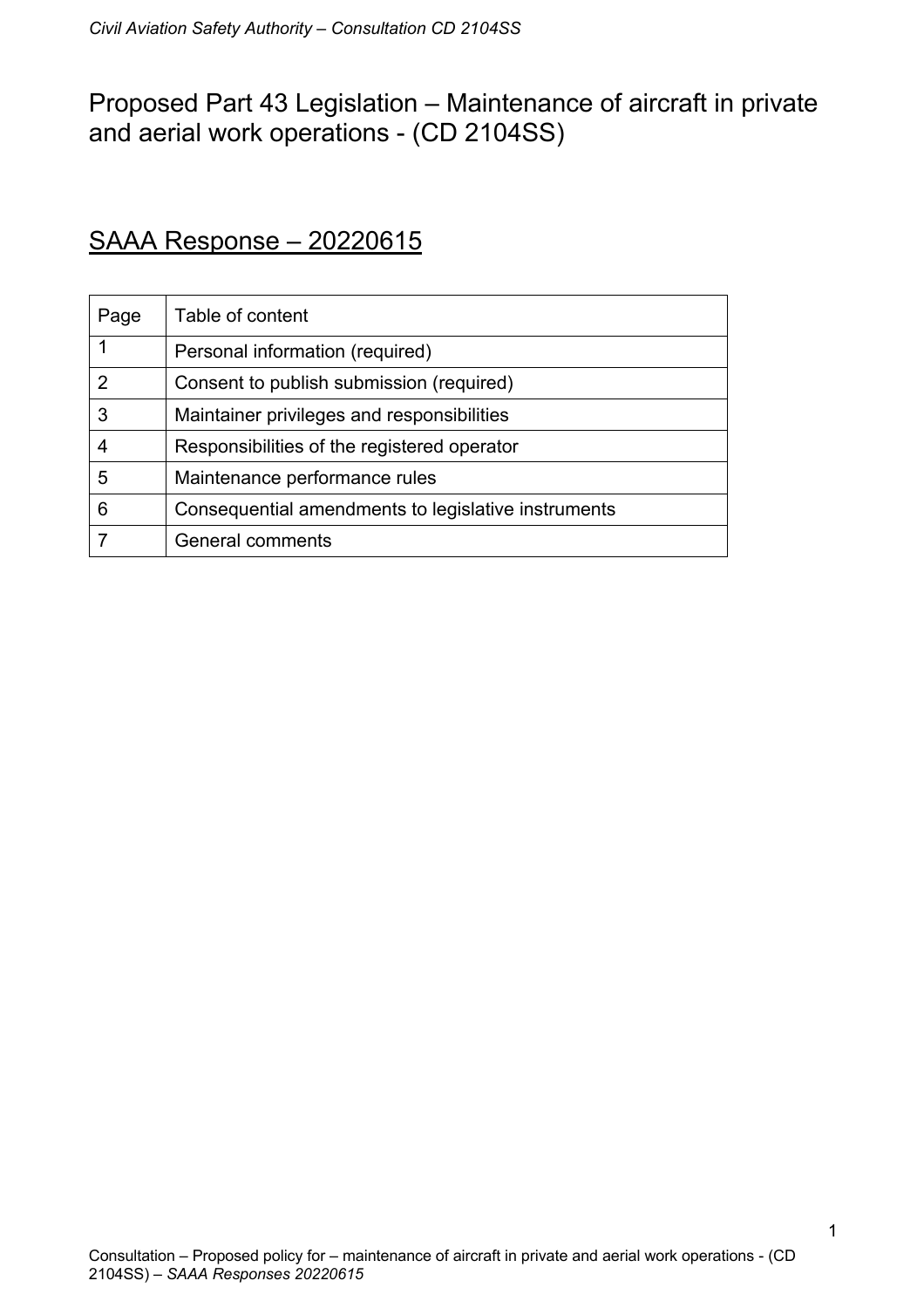# Proposed Part 43 Legislation – Maintenance of aircraft in private and aerial work operations - (CD 2104SS)

## SAAA Response – 20220615

| Page | Table of content |
|---|---|
| 1 | Personal information (required) |
| 2 | Consent to publish submission (required) |
| 3 | Maintainer privileges and responsibilities |
| 4 | Responsibilities of the registered operator |
| 5 | Maintenance performance rules |
| 6 | Consequential amendments to legislative instruments |
| 7 | General comments |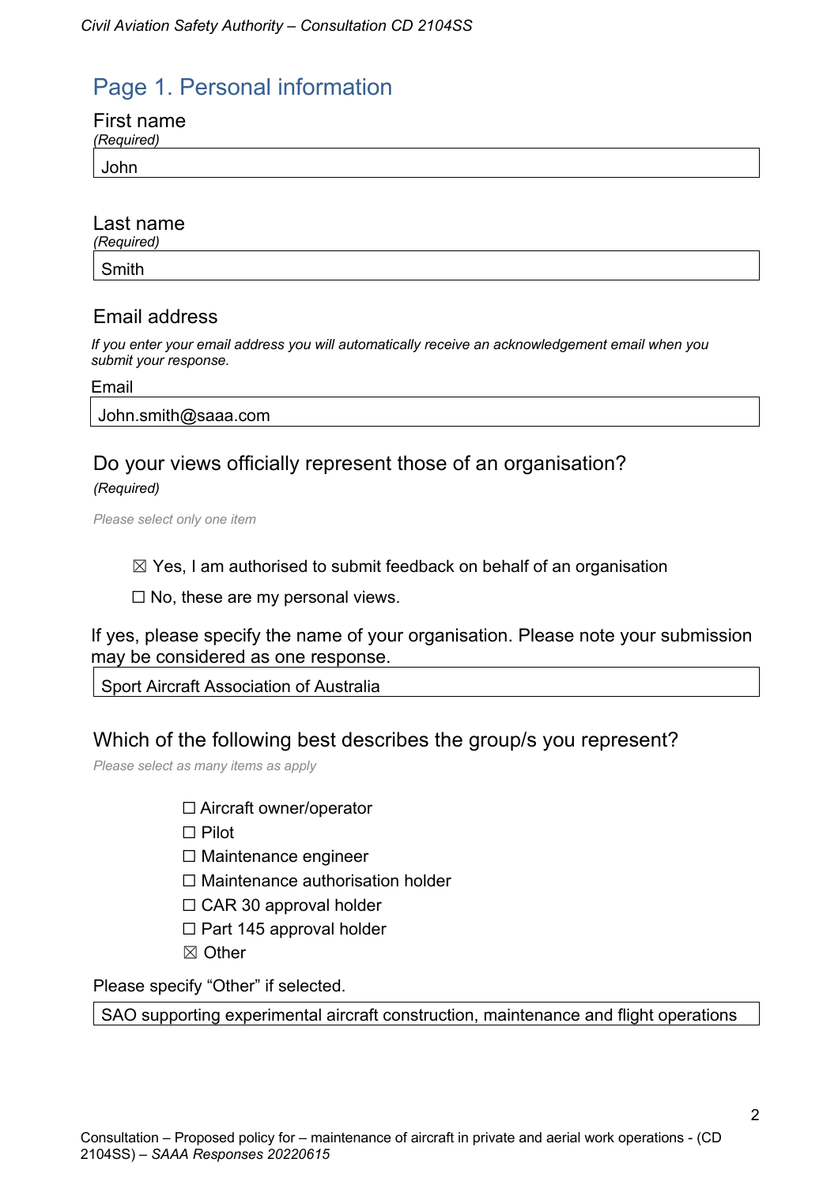## Page 1. Personal information

First name

*(Required)*

John

Last name

*(Required)*

Smith

### Email address

*If you enter your email address you will automatically receive an acknowledgement email when you submit your response.*

Email

John.smith@saaa.com

### Do your views officially represent those of an organisation?

*(Required)*

*Please select only one item*

☒ Yes, I am authorised to submit feedback on behalf of an organisation

☐ No, these are my personal views.

If yes, please specify the name of your organisation. Please note your submission may be considered as one response.

Sport Aircraft Association of Australia

### Which of the following best describes the group/s you represent?

*Please select as many items as apply*

☐ Aircraft owner/operator
☐ Pilot
☐ Maintenance engineer
☐ Maintenance authorisation holder
☐ CAR 30 approval holder
☐ Part 145 approval holder
☒ Other

Please specify "Other" if selected.

SAO supporting experimental aircraft construction, maintenance and flight operations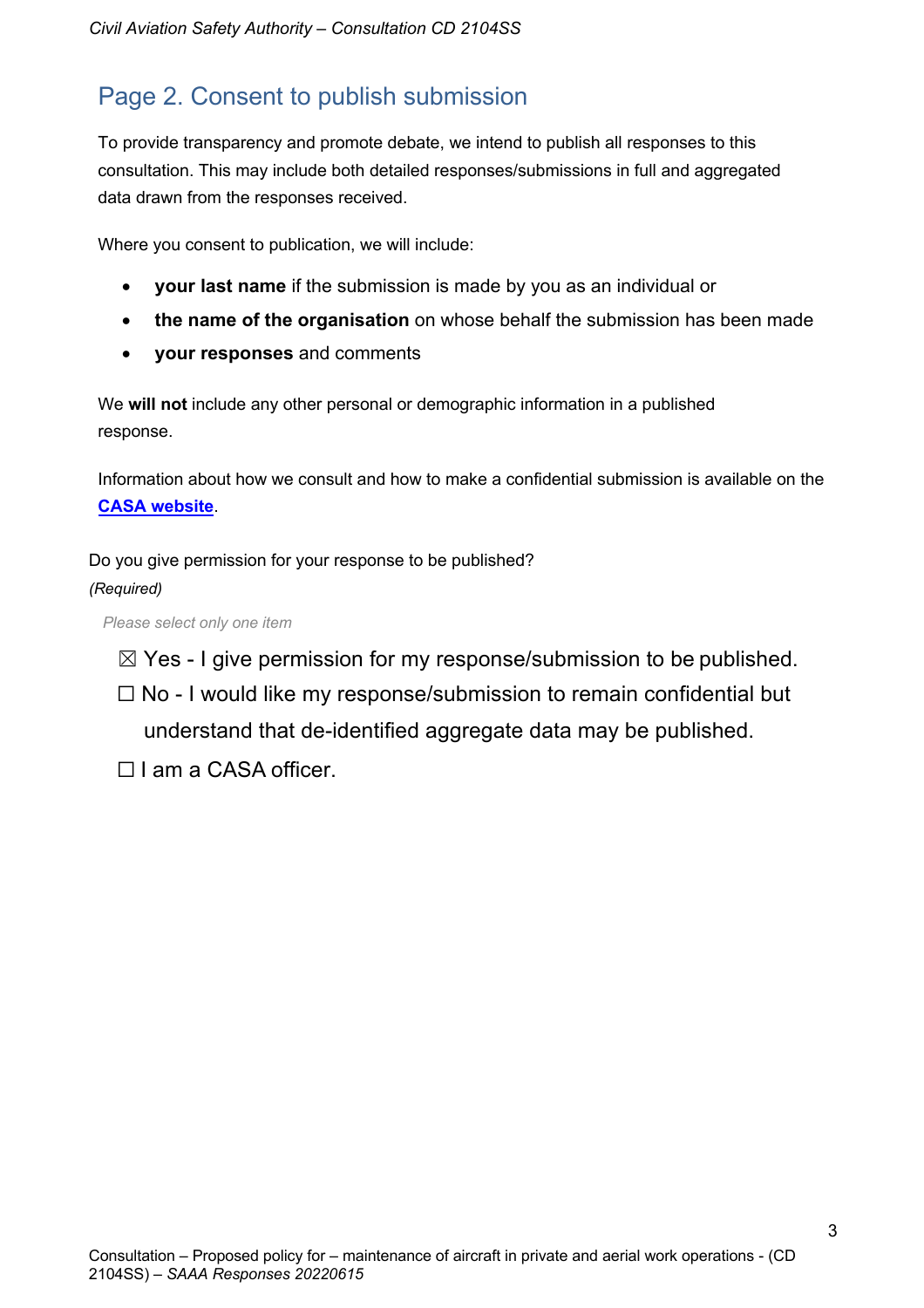## Page 2. Consent to publish submission

To provide transparency and promote debate, we intend to publish all responses to this consultation. This may include both detailed responses/submissions in full and aggregated data drawn from the responses received.

Where you consent to publication, we will include:

- **your last name** if the submission is made by you as an individual or
- **the name of the organisation** on whose behalf the submission has been made
- **your responses** and comments

We **will not** include any other personal or demographic information in a published response.

Information about how we consult and how to make a confidential submission is available on the **CASA website**.

Do you give permission for your response to be published?

*(Required)*

*Please select only one item*

☒ Yes - I give permission for my response/submission to be published.

☐ No - I would like my response/submission to remain confidential but understand that de-identified aggregate data may be published.

☐ I am a CASA officer.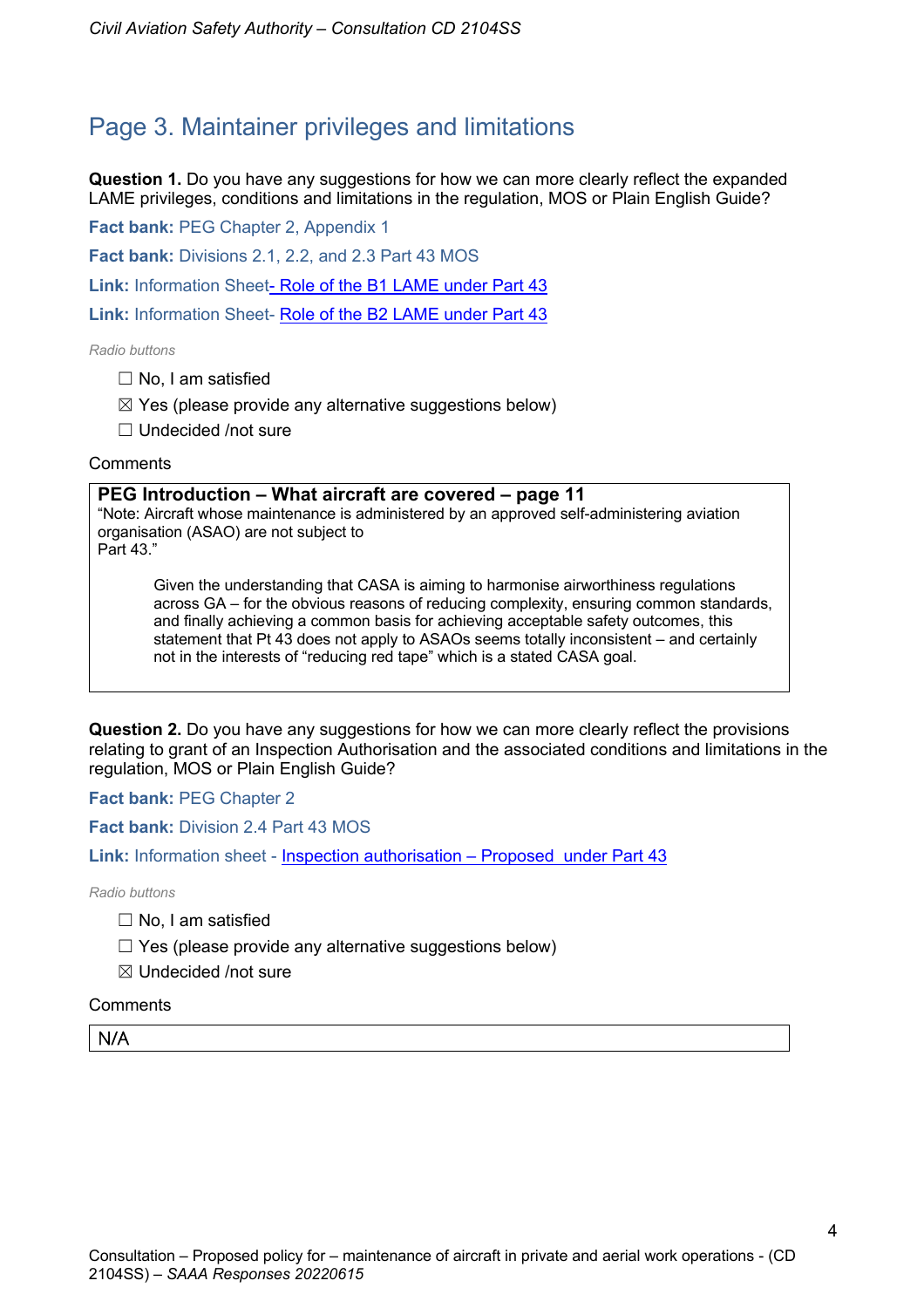## Page 3. Maintainer privileges and limitations

**Question 1.** Do you have any suggestions for how we can more clearly reflect the expanded LAME privileges, conditions and limitations in the regulation, MOS or Plain English Guide?

**Fact bank:** PEG Chapter 2, Appendix 1

**Fact bank:** Divisions 2.1, 2.2, and 2.3 Part 43 MOS

**Link:** Information Sheet- Role of the B1 LAME under Part 43

**Link:** Information Sheet- Role of the B2 LAME under Part 43

*Radio buttons*

- ☐ No, I am satisfied
- ☒ Yes (please provide any alternative suggestions below)
- ☐ Undecided /not sure

Comments

**PEG Introduction – What aircraft are covered – page 11**

"Note: Aircraft whose maintenance is administered by an approved self-administering aviation organisation (ASAO) are not subject to
Part 43."

> Given the understanding that CASA is aiming to harmonise airworthiness regulations across GA – for the obvious reasons of reducing complexity, ensuring common standards, and finally achieving a common basis for achieving acceptable safety outcomes, this statement that Pt 43 does not apply to ASAOs seems totally inconsistent – and certainly not in the interests of "reducing red tape" which is a stated CASA goal.

**Question 2.** Do you have any suggestions for how we can more clearly reflect the provisions relating to grant of an Inspection Authorisation and the associated conditions and limitations in the regulation, MOS or Plain English Guide?

**Fact bank:** PEG Chapter 2

**Fact bank:** Division 2.4 Part 43 MOS

**Link:** Information sheet - Inspection authorisation – Proposed under Part 43

*Radio buttons*

- ☐ No, I am satisfied
- ☐ Yes (please provide any alternative suggestions below)
- ☒ Undecided /not sure

Comments

N/A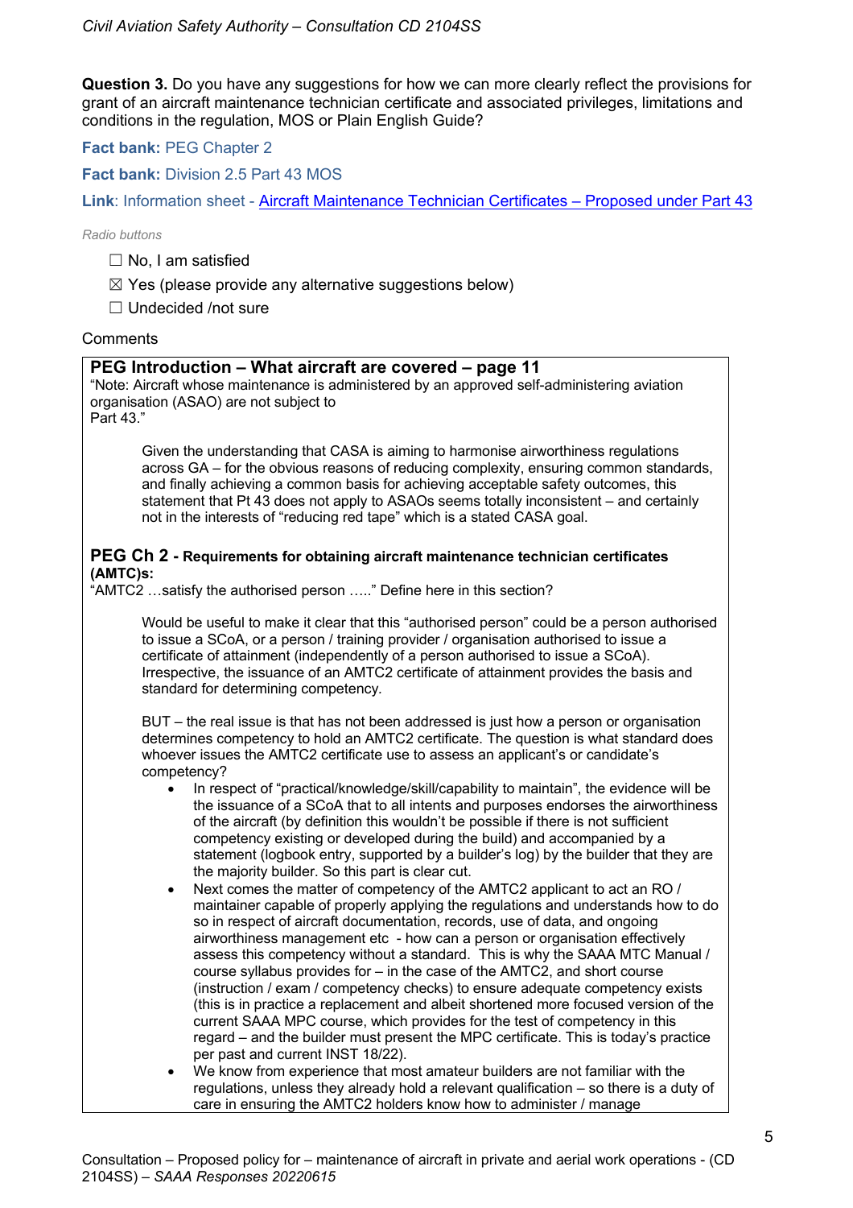**Question 3.** Do you have any suggestions for how we can more clearly reflect the provisions for grant of an aircraft maintenance technician certificate and associated privileges, limitations and conditions in the regulation, MOS or Plain English Guide?

**Fact bank:** PEG Chapter 2

**Fact bank:** Division 2.5 Part 43 MOS

**Link**: Information sheet - Aircraft Maintenance Technician Certificates – Proposed under Part 43

*Radio buttons*

☐ No, I am satisfied

☒ Yes (please provide any alternative suggestions below)

☐ Undecided /not sure

Comments

**PEG Introduction – What aircraft are covered – page 11**

"Note: Aircraft whose maintenance is administered by an approved self-administering aviation organisation (ASAO) are not subject to
Part 43."

Given the understanding that CASA is aiming to harmonise airworthiness regulations across GA – for the obvious reasons of reducing complexity, ensuring common standards, and finally achieving a common basis for achieving acceptable safety outcomes, this statement that Pt 43 does not apply to ASAOs seems totally inconsistent – and certainly not in the interests of "reducing red tape" which is a stated CASA goal.

**PEG Ch 2 - Requirements for obtaining aircraft maintenance technician certificates (AMTC)s:**

"AMTC2 …satisfy the authorised person ….." Define here in this section?

Would be useful to make it clear that this "authorised person" could be a person authorised to issue a SCoA, or a person / training provider / organisation authorised to issue a certificate of attainment (independently of a person authorised to issue a SCoA). Irrespective, the issuance of an AMTC2 certificate of attainment provides the basis and standard for determining competency.

BUT – the real issue is that has not been addressed is just how a person or organisation determines competency to hold an AMTC2 certificate. The question is what standard does whoever issues the AMTC2 certificate use to assess an applicant's or candidate's competency?

- In respect of "practical/knowledge/skill/capability to maintain", the evidence will be the issuance of a SCoA that to all intents and purposes endorses the airworthiness of the aircraft (by definition this wouldn't be possible if there is not sufficient competency existing or developed during the build) and accompanied by a statement (logbook entry, supported by a builder's log) by the builder that they are the majority builder. So this part is clear cut.
- Next comes the matter of competency of the AMTC2 applicant to act an RO / maintainer capable of properly applying the regulations and understands how to do so in respect of aircraft documentation, records, use of data, and ongoing airworthiness management etc - how can a person or organisation effectively assess this competency without a standard. This is why the SAAA MTC Manual / course syllabus provides for – in the case of the AMTC2, and short course (instruction / exam / competency checks) to ensure adequate competency exists (this is in practice a replacement and albeit shortened more focused version of the current SAAA MPC course, which provides for the test of competency in this regard – and the builder must present the MPC certificate. This is today's practice per past and current INST 18/22).
- We know from experience that most amateur builders are not familiar with the regulations, unless they already hold a relevant qualification – so there is a duty of care in ensuring the AMTC2 holders know how to administer / manage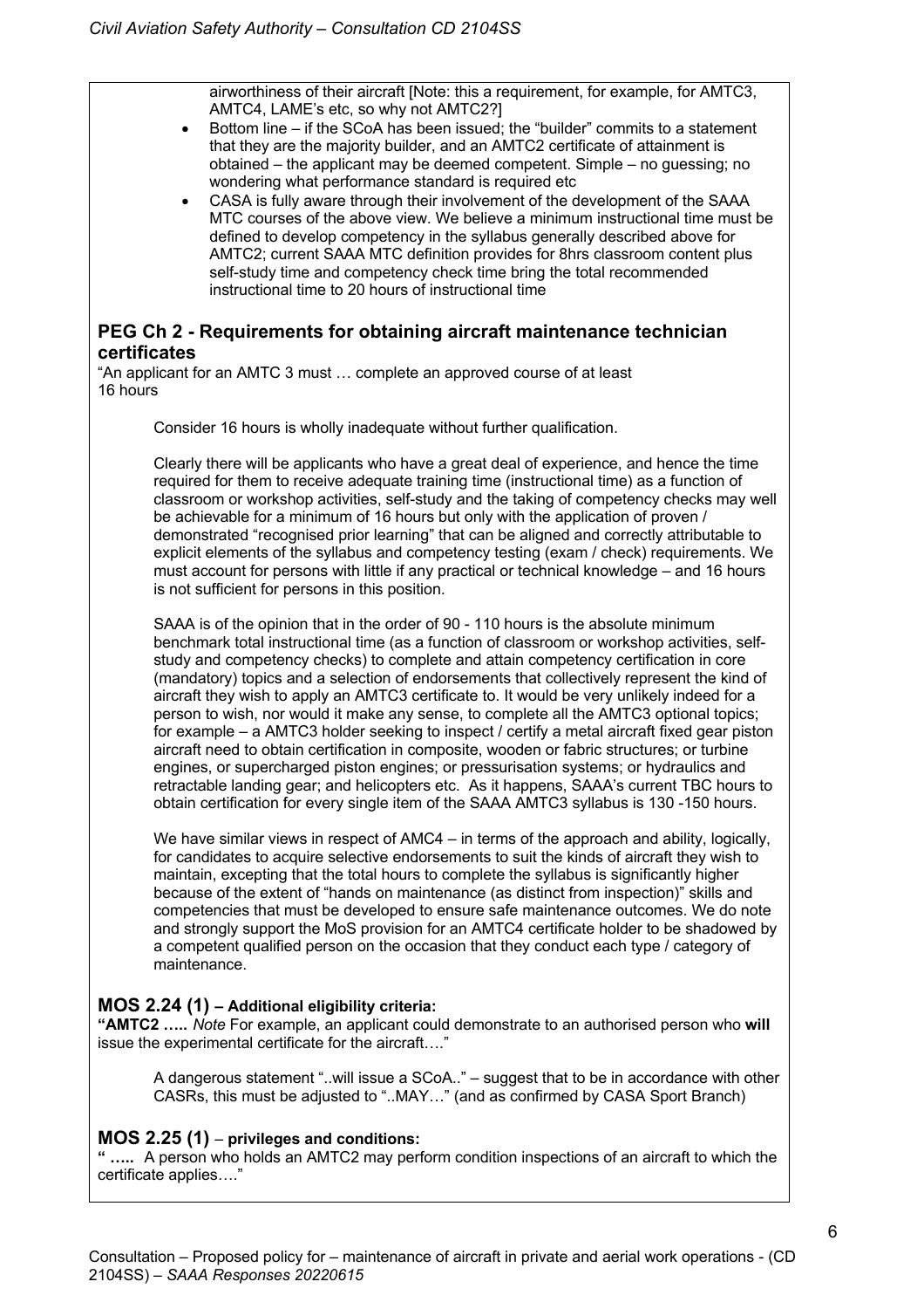airworthiness of their aircraft [Note: this a requirement, for example, for AMTC3, AMTC4, LAME's etc, so why not AMTC2?]

- Bottom line – if the SCoA has been issued; the "builder" commits to a statement that they are the majority builder, and an AMTC2 certificate of attainment is obtained – the applicant may be deemed competent. Simple – no guessing; no wondering what performance standard is required etc
- CASA is fully aware through their involvement of the development of the SAAA MTC courses of the above view. We believe a minimum instructional time must be defined to develop competency in the syllabus generally described above for AMTC2; current SAAA MTC definition provides for 8hrs classroom content plus self-study time and competency check time bring the total recommended instructional time to 20 hours of instructional time

## PEG Ch 2 - Requirements for obtaining aircraft maintenance technician certificates

"An applicant for an AMTC 3 must … complete an approved course of at least 16 hours

Consider 16 hours is wholly inadequate without further qualification.

Clearly there will be applicants who have a great deal of experience, and hence the time required for them to receive adequate training time (instructional time) as a function of classroom or workshop activities, self-study and the taking of competency checks may well be achievable for a minimum of 16 hours but only with the application of proven / demonstrated "recognised prior learning" that can be aligned and correctly attributable to explicit elements of the syllabus and competency testing (exam / check) requirements. We must account for persons with little if any practical or technical knowledge – and 16 hours is not sufficient for persons in this position.

SAAA is of the opinion that in the order of 90 - 110 hours is the absolute minimum benchmark total instructional time (as a function of classroom or workshop activities, self-study and competency checks) to complete and attain competency certification in core (mandatory) topics and a selection of endorsements that collectively represent the kind of aircraft they wish to apply an AMTC3 certificate to. It would be very unlikely indeed for a person to wish, nor would it make any sense, to complete all the AMTC3 optional topics; for example – a AMTC3 holder seeking to inspect / certify a metal aircraft fixed gear piston aircraft need to obtain certification in composite, wooden or fabric structures; or turbine engines, or supercharged piston engines; or pressurisation systems; or hydraulics and retractable landing gear; and helicopters etc. As it happens, SAAA's current TBC hours to obtain certification for every single item of the SAAA AMTC3 syllabus is 130 -150 hours.

We have similar views in respect of AMC4 – in terms of the approach and ability, logically, for candidates to acquire selective endorsements to suit the kinds of aircraft they wish to maintain, excepting that the total hours to complete the syllabus is significantly higher because of the extent of "hands on maintenance (as distinct from inspection)" skills and competencies that must be developed to ensure safe maintenance outcomes. We do note and strongly support the MoS provision for an AMTC4 certificate holder to be shadowed by a competent qualified person on the occasion that they conduct each type / category of maintenance.

## MOS 2.24 (1) – Additional eligibility criteria:

**"AMTC2 …..** *Note* For example, an applicant could demonstrate to an authorised person who **will** issue the experimental certificate for the aircraft…."

A dangerous statement "..will issue a SCoA.." – suggest that to be in accordance with other CASRs, this must be adjusted to "..MAY…" (and as confirmed by CASA Sport Branch)

## MOS 2.25 (1) – privileges and conditions:

**" …..** A person who holds an AMTC2 may perform condition inspections of an aircraft to which the certificate applies…."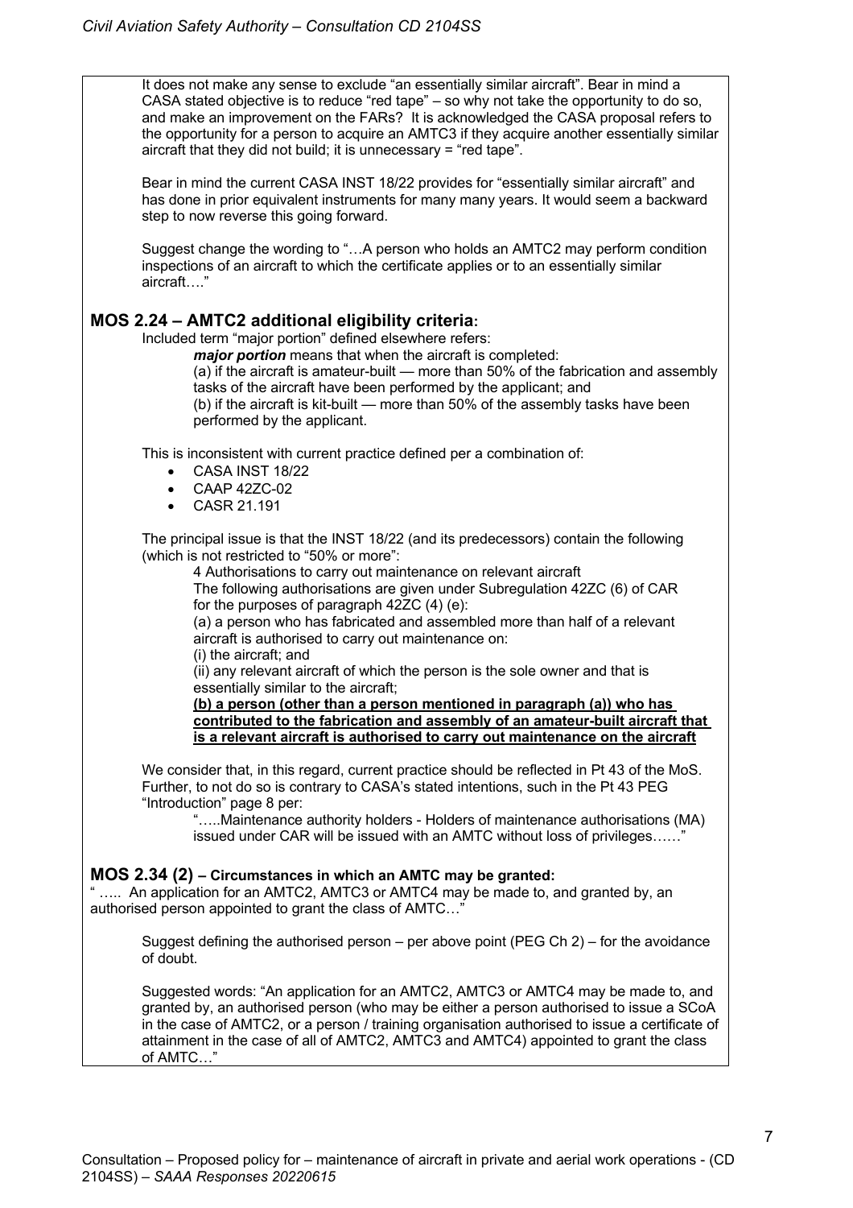It does not make any sense to exclude "an essentially similar aircraft". Bear in mind a CASA stated objective is to reduce "red tape" – so why not take the opportunity to do so, and make an improvement on the FARs? It is acknowledged the CASA proposal refers to the opportunity for a person to acquire an AMTC3 if they acquire another essentially similar aircraft that they did not build; it is unnecessary = "red tape".

Bear in mind the current CASA INST 18/22 provides for "essentially similar aircraft" and has done in prior equivalent instruments for many many years. It would seem a backward step to now reverse this going forward.

Suggest change the wording to "…A person who holds an AMTC2 may perform condition inspections of an aircraft to which the certificate applies or to an essentially similar aircraft…."

## MOS 2.24 – AMTC2 additional eligibility criteria:

Included term "major portion" defined elsewhere refers:

> ***major portion*** means that when the aircraft is completed:
> (a) if the aircraft is amateur-built — more than 50% of the fabrication and assembly tasks of the aircraft have been performed by the applicant; and
> (b) if the aircraft is kit-built — more than 50% of the assembly tasks have been performed by the applicant.

This is inconsistent with current practice defined per a combination of:

- CASA INST 18/22
- CAAP 42ZC-02
- CASR 21.191

The principal issue is that the INST 18/22 (and its predecessors) contain the following (which is not restricted to "50% or more":

> 4 Authorisations to carry out maintenance on relevant aircraft
> The following authorisations are given under Subregulation 42ZC (6) of CAR for the purposes of paragraph 42ZC (4) (e):
> (a) a person who has fabricated and assembled more than half of a relevant aircraft is authorised to carry out maintenance on:
> (i) the aircraft; and
> (ii) any relevant aircraft of which the person is the sole owner and that is essentially similar to the aircraft;
> **(b) a person (other than a person mentioned in paragraph (a)) who has contributed to the fabrication and assembly of an amateur-built aircraft that is a relevant aircraft is authorised to carry out maintenance on the aircraft**

We consider that, in this regard, current practice should be reflected in Pt 43 of the MoS. Further, to not do so is contrary to CASA's stated intentions, such in the Pt 43 PEG "Introduction" page 8 per:

> "…..Maintenance authority holders - Holders of maintenance authorisations (MA) issued under CAR will be issued with an AMTC without loss of privileges……"

## MOS 2.34 (2) – Circumstances in which an AMTC may be granted:

" ….. An application for an AMTC2, AMTC3 or AMTC4 may be made to, and granted by, an authorised person appointed to grant the class of AMTC…"

Suggest defining the authorised person – per above point (PEG Ch 2) – for the avoidance of doubt.

Suggested words: "An application for an AMTC2, AMTC3 or AMTC4 may be made to, and granted by, an authorised person (who may be either a person authorised to issue a SCoA in the case of AMTC2, or a person / training organisation authorised to issue a certificate of attainment in the case of all of AMTC2, AMTC3 and AMTC4) appointed to grant the class of AMTC…"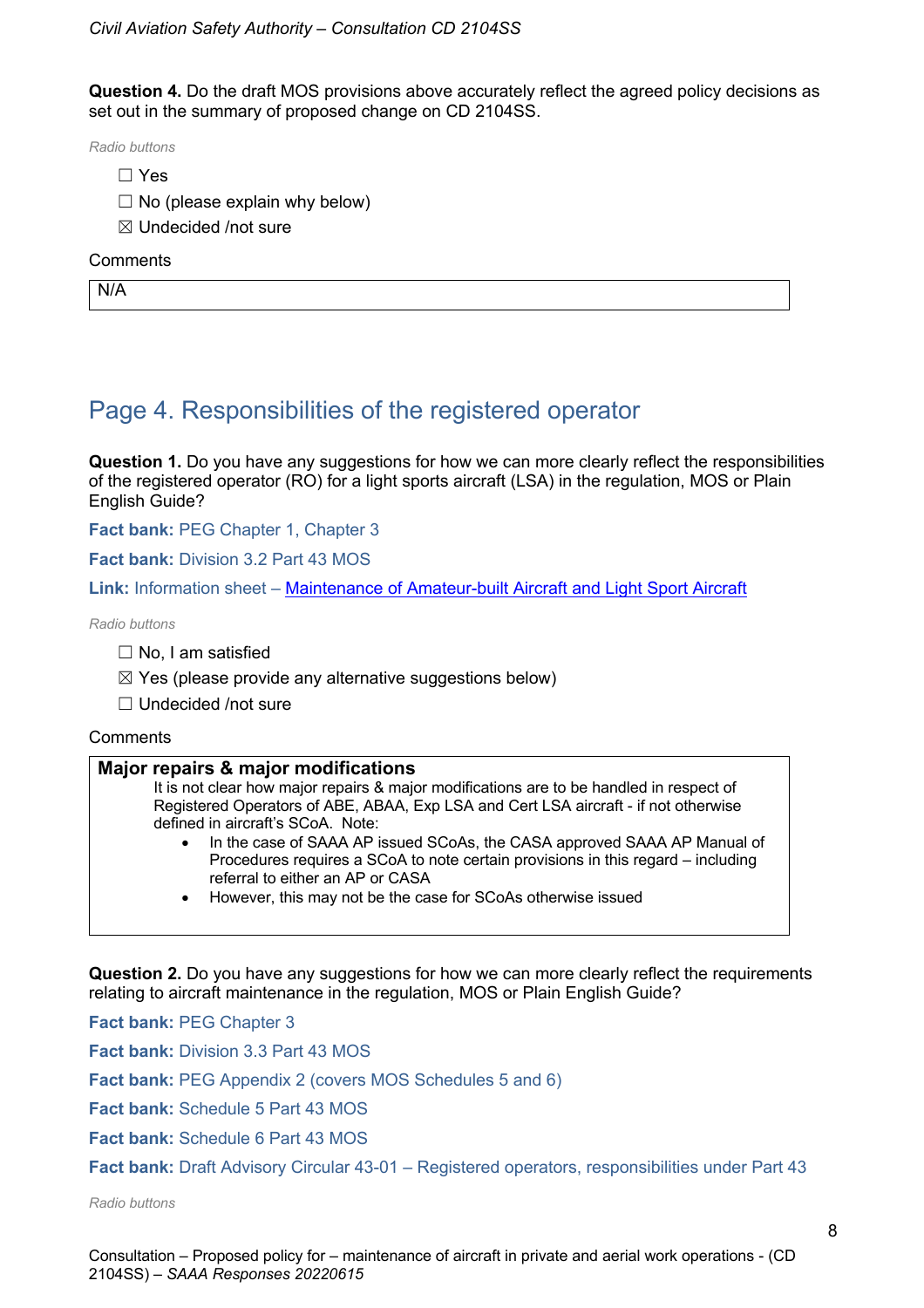**Question 4.** Do the draft MOS provisions above accurately reflect the agreed policy decisions as set out in the summary of proposed change on CD 2104SS.

*Radio buttons*

- ☐ Yes
- ☐ No (please explain why below)
- ☒ Undecided /not sure

Comments

N/A

## Page 4. Responsibilities of the registered operator

**Question 1.** Do you have any suggestions for how we can more clearly reflect the responsibilities of the registered operator (RO) for a light sports aircraft (LSA) in the regulation, MOS or Plain English Guide?

**Fact bank:** PEG Chapter 1, Chapter 3

**Fact bank:** Division 3.2 Part 43 MOS

**Link:** Information sheet – Maintenance of Amateur-built Aircraft and Light Sport Aircraft

*Radio buttons*

- ☐ No, I am satisfied
- ☒ Yes (please provide any alternative suggestions below)
- ☐ Undecided /not sure

Comments

**Major repairs & major modifications**

It is not clear how major repairs & major modifications are to be handled in respect of Registered Operators of ABE, ABAA, Exp LSA and Cert LSA aircraft - if not otherwise defined in aircraft's SCoA. Note:

- In the case of SAAA AP issued SCoAs, the CASA approved SAAA AP Manual of Procedures requires a SCoA to note certain provisions in this regard – including referral to either an AP or CASA
- However, this may not be the case for SCoAs otherwise issued

**Question 2.** Do you have any suggestions for how we can more clearly reflect the requirements relating to aircraft maintenance in the regulation, MOS or Plain English Guide?

**Fact bank:** PEG Chapter 3

**Fact bank:** Division 3.3 Part 43 MOS

**Fact bank:** PEG Appendix 2 (covers MOS Schedules 5 and 6)

**Fact bank:** Schedule 5 Part 43 MOS

**Fact bank:** Schedule 6 Part 43 MOS

**Fact bank:** Draft Advisory Circular 43-01 – Registered operators, responsibilities under Part 43

*Radio buttons*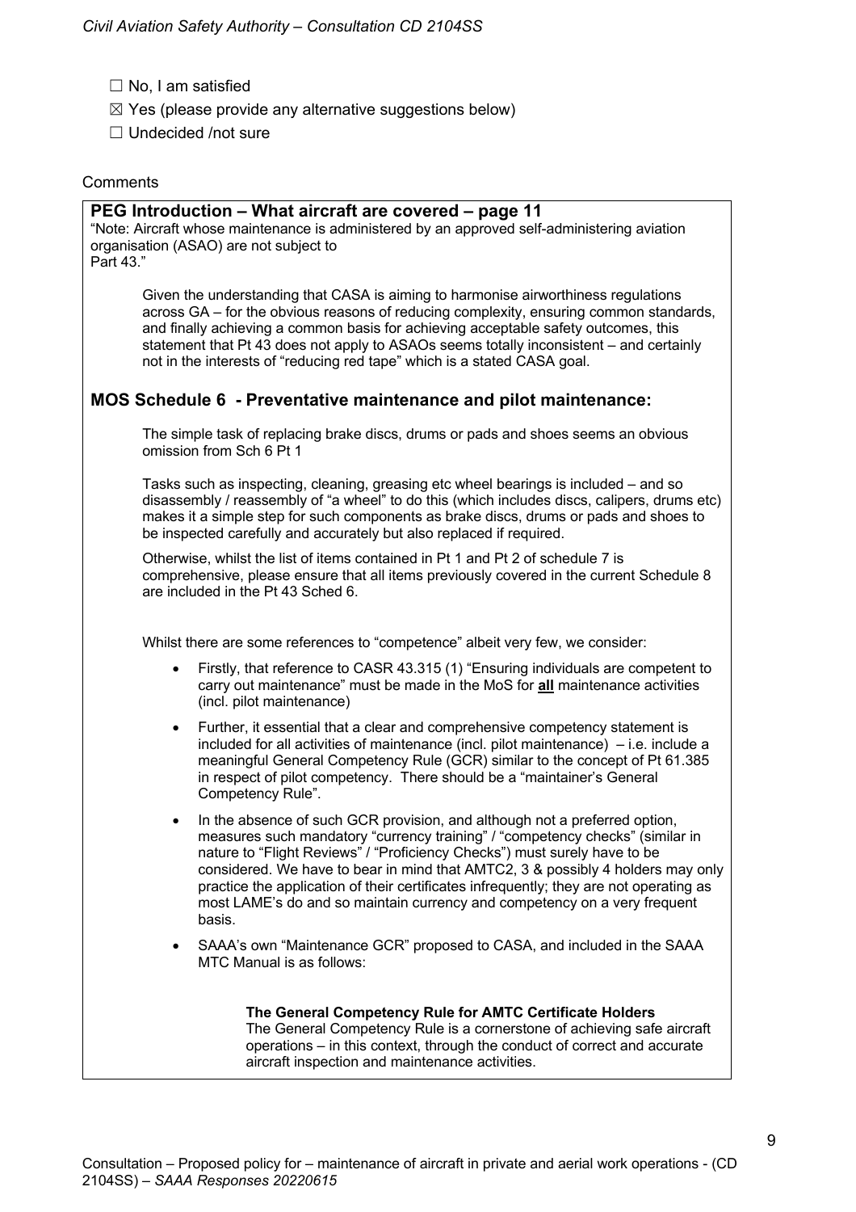☐ No, I am satisfied

☒ Yes (please provide any alternative suggestions below)

☐ Undecided /not sure

Comments

### PEG Introduction – What aircraft are covered – page 11

"Note: Aircraft whose maintenance is administered by an approved self-administering aviation organisation (ASAO) are not subject to Part 43."

Given the understanding that CASA is aiming to harmonise airworthiness regulations across GA – for the obvious reasons of reducing complexity, ensuring common standards, and finally achieving a common basis for achieving acceptable safety outcomes, this statement that Pt 43 does not apply to ASAOs seems totally inconsistent – and certainly not in the interests of "reducing red tape" which is a stated CASA goal.

### MOS Schedule 6 - Preventative maintenance and pilot maintenance:

The simple task of replacing brake discs, drums or pads and shoes seems an obvious omission from Sch 6 Pt 1

Tasks such as inspecting, cleaning, greasing etc wheel bearings is included – and so disassembly / reassembly of "a wheel" to do this (which includes discs, calipers, drums etc) makes it a simple step for such components as brake discs, drums or pads and shoes to be inspected carefully and accurately but also replaced if required.

Otherwise, whilst the list of items contained in Pt 1 and Pt 2 of schedule 7 is comprehensive, please ensure that all items previously covered in the current Schedule 8 are included in the Pt 43 Sched 6.

Whilst there are some references to "competence" albeit very few, we consider:

- Firstly, that reference to CASR 43.315 (1) "Ensuring individuals are competent to carry out maintenance" must be made in the MoS for **all** maintenance activities (incl. pilot maintenance)
- Further, it essential that a clear and comprehensive competency statement is included for all activities of maintenance (incl. pilot maintenance) – i.e. include a meaningful General Competency Rule (GCR) similar to the concept of Pt 61.385 in respect of pilot competency. There should be a "maintainer's General Competency Rule".
- In the absence of such GCR provision, and although not a preferred option, measures such mandatory "currency training" / "competency checks" (similar in nature to "Flight Reviews" / "Proficiency Checks") must surely have to be considered. We have to bear in mind that AMTC2, 3 & possibly 4 holders may only practice the application of their certificates infrequently; they are not operating as most LAME's do and so maintain currency and competency on a very frequent basis.
- SAAA's own "Maintenance GCR" proposed to CASA, and included in the SAAA MTC Manual is as follows:

> **The General Competency Rule for AMTC Certificate Holders**
> The General Competency Rule is a cornerstone of achieving safe aircraft operations – in this context, through the conduct of correct and accurate aircraft inspection and maintenance activities.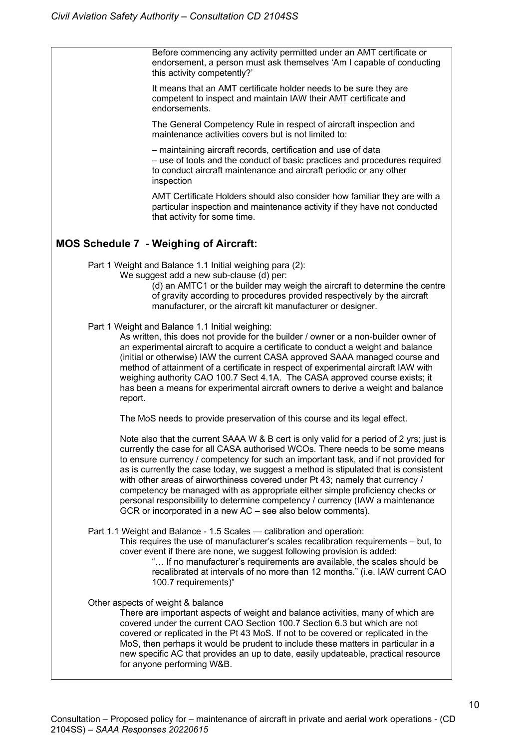Before commencing any activity permitted under an AMT certificate or endorsement, a person must ask themselves 'Am I capable of conducting this activity competently?'

It means that an AMT certificate holder needs to be sure they are competent to inspect and maintain IAW their AMT certificate and endorsements.

The General Competency Rule in respect of aircraft inspection and maintenance activities covers but is not limited to:

– maintaining aircraft records, certification and use of data
– use of tools and the conduct of basic practices and procedures required to conduct aircraft maintenance and aircraft periodic or any other inspection

AMT Certificate Holders should also consider how familiar they are with a particular inspection and maintenance activity if they have not conducted that activity for some time.

## MOS Schedule 7 - Weighing of Aircraft:

Part 1 Weight and Balance 1.1 Initial weighing para (2):
We suggest add a new sub-clause (d) per:

(d) an AMTC1 or the builder may weigh the aircraft to determine the centre of gravity according to procedures provided respectively by the aircraft manufacturer, or the aircraft kit manufacturer or designer.

Part 1 Weight and Balance 1.1 Initial weighing:

As written, this does not provide for the builder / owner or a non-builder owner of an experimental aircraft to acquire a certificate to conduct a weight and balance (initial or otherwise) IAW the current CASA approved SAAA managed course and method of attainment of a certificate in respect of experimental aircraft IAW with weighing authority CAO 100.7 Sect 4.1A. The CASA approved course exists; it has been a means for experimental aircraft owners to derive a weight and balance report.

The MoS needs to provide preservation of this course and its legal effect.

Note also that the current SAAA W & B cert is only valid for a period of 2 yrs; just is currently the case for all CASA authorised WCOs. There needs to be some means to ensure currency / competency for such an important task, and if not provided for as is currently the case today, we suggest a method is stipulated that is consistent with other areas of airworthiness covered under Pt 43; namely that currency / competency be managed with as appropriate either simple proficiency checks or personal responsibility to determine competency / currency (IAW a maintenance GCR or incorporated in a new AC – see also below comments).

Part 1.1 Weight and Balance - 1.5 Scales — calibration and operation:

This requires the use of manufacturer's scales recalibration requirements – but, to cover event if there are none, we suggest following provision is added:

"… If no manufacturer's requirements are available, the scales should be recalibrated at intervals of no more than 12 months." (i.e. IAW current CAO 100.7 requirements)"

Other aspects of weight & balance

There are important aspects of weight and balance activities, many of which are covered under the current CAO Section 100.7 Section 6.3 but which are not covered or replicated in the Pt 43 MoS. If not to be covered or replicated in the MoS, then perhaps it would be prudent to include these matters in particular in a new specific AC that provides an up to date, easily updateable, practical resource for anyone performing W&B.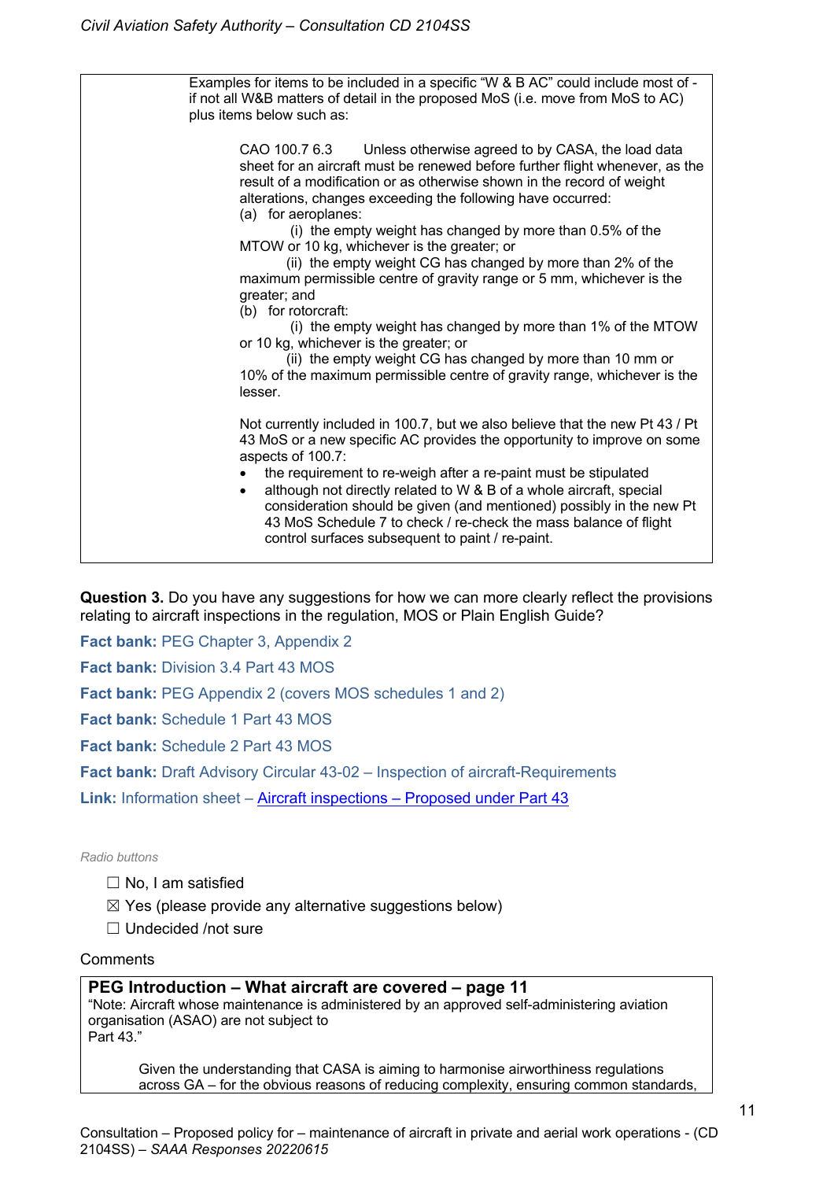Examples for items to be included in a specific "W & B AC" could include most of - if not all W&B matters of detail in the proposed MoS (i.e. move from MoS to AC) plus items below such as:

> CAO 100.7 6.3 Unless otherwise agreed to by CASA, the load data sheet for an aircraft must be renewed before further flight whenever, as the result of a modification or as otherwise shown in the record of weight alterations, changes exceeding the following have occurred:
> (a) for aeroplanes:
> (i) the empty weight has changed by more than 0.5% of the MTOW or 10 kg, whichever is the greater; or
> (ii) the empty weight CG has changed by more than 2% of the maximum permissible centre of gravity range or 5 mm, whichever is the greater; and
> (b) for rotorcraft:
> (i) the empty weight has changed by more than 1% of the MTOW or 10 kg, whichever is the greater; or
> (ii) the empty weight CG has changed by more than 10 mm or 10% of the maximum permissible centre of gravity range, whichever is the lesser.
>
> Not currently included in 100.7, but we also believe that the new Pt 43 / Pt 43 MoS or a new specific AC provides the opportunity to improve on some aspects of 100.7:
> - the requirement to re-weigh after a re-paint must be stipulated
> - although not directly related to W & B of a whole aircraft, special consideration should be given (and mentioned) possibly in the new Pt 43 MoS Schedule 7 to check / re-check the mass balance of flight control surfaces subsequent to paint / re-paint.

**Question 3.** Do you have any suggestions for how we can more clearly reflect the provisions relating to aircraft inspections in the regulation, MOS or Plain English Guide?

**Fact bank:** PEG Chapter 3, Appendix 2

**Fact bank:** Division 3.4 Part 43 MOS

**Fact bank:** PEG Appendix 2 (covers MOS schedules 1 and 2)

**Fact bank:** Schedule 1 Part 43 MOS

**Fact bank:** Schedule 2 Part 43 MOS

**Fact bank:** Draft Advisory Circular 43-02 – Inspection of aircraft-Requirements

**Link:** Information sheet – Aircraft inspections – Proposed under Part 43

*Radio buttons*

- ☐ No, I am satisfied
- ☒ Yes (please provide any alternative suggestions below)
- ☐ Undecided /not sure

Comments

**PEG Introduction – What aircraft are covered – page 11**

"Note: Aircraft whose maintenance is administered by an approved self-administering aviation organisation (ASAO) are not subject to Part 43."

> Given the understanding that CASA is aiming to harmonise airworthiness regulations across GA – for the obvious reasons of reducing complexity, ensuring common standards,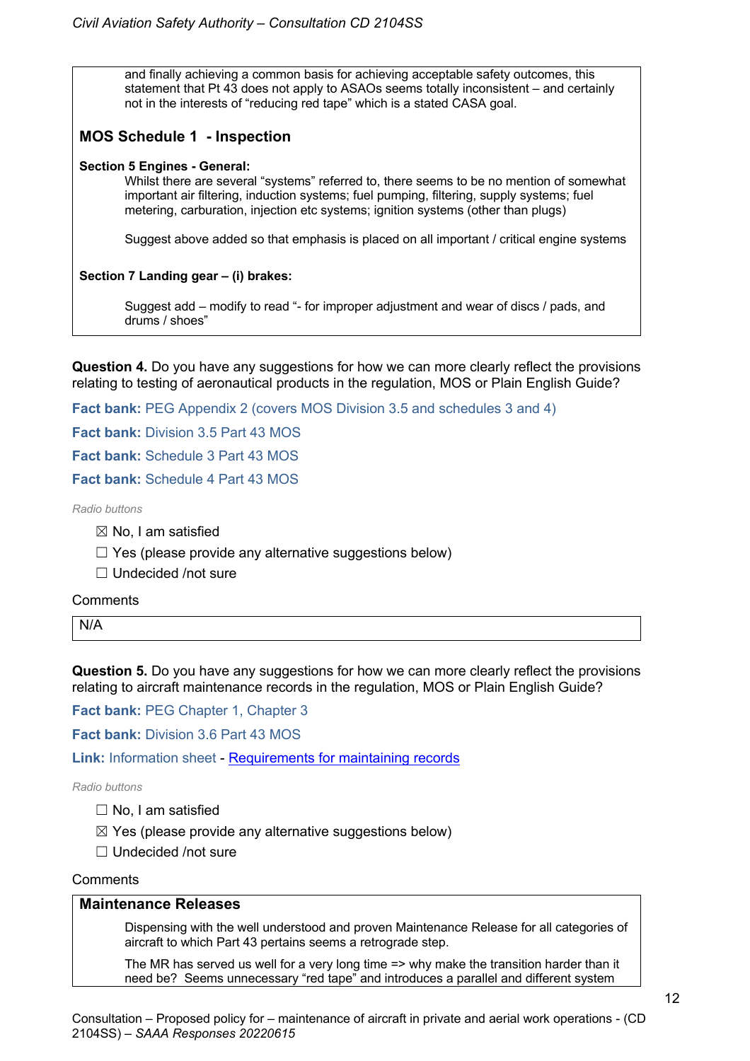and finally achieving a common basis for achieving acceptable safety outcomes, this statement that Pt 43 does not apply to ASAOs seems totally inconsistent – and certainly not in the interests of "reducing red tape" which is a stated CASA goal.

**MOS Schedule 1 - Inspection**

**Section 5 Engines - General:**

Whilst there are several "systems" referred to, there seems to be no mention of somewhat important air filtering, induction systems; fuel pumping, filtering, supply systems; fuel metering, carburation, injection etc systems; ignition systems (other than plugs)

Suggest above added so that emphasis is placed on all important / critical engine systems

**Section 7 Landing gear – (i) brakes:**

Suggest add – modify to read "- for improper adjustment and wear of discs / pads, and drums / shoes"

**Question 4.** Do you have any suggestions for how we can more clearly reflect the provisions relating to testing of aeronautical products in the regulation, MOS or Plain English Guide?

**Fact bank:** PEG Appendix 2 (covers MOS Division 3.5 and schedules 3 and 4)

**Fact bank:** Division 3.5 Part 43 MOS

**Fact bank:** Schedule 3 Part 43 MOS

**Fact bank:** Schedule 4 Part 43 MOS

*Radio buttons*

☒ No, I am satisfied

☐ Yes (please provide any alternative suggestions below)

☐ Undecided /not sure

Comments

N/A

**Question 5.** Do you have any suggestions for how we can more clearly reflect the provisions relating to aircraft maintenance records in the regulation, MOS or Plain English Guide?

**Fact bank:** PEG Chapter 1, Chapter 3

**Fact bank:** Division 3.6 Part 43 MOS

**Link:** Information sheet - [Requirements for maintaining records]()

*Radio buttons*

☐ No, I am satisfied

☒ Yes (please provide any alternative suggestions below)

☐ Undecided /not sure

Comments

**Maintenance Releases**

Dispensing with the well understood and proven Maintenance Release for all categories of aircraft to which Part 43 pertains seems a retrograde step.

The MR has served us well for a very long time => why make the transition harder than it need be? Seems unnecessary "red tape" and introduces a parallel and different system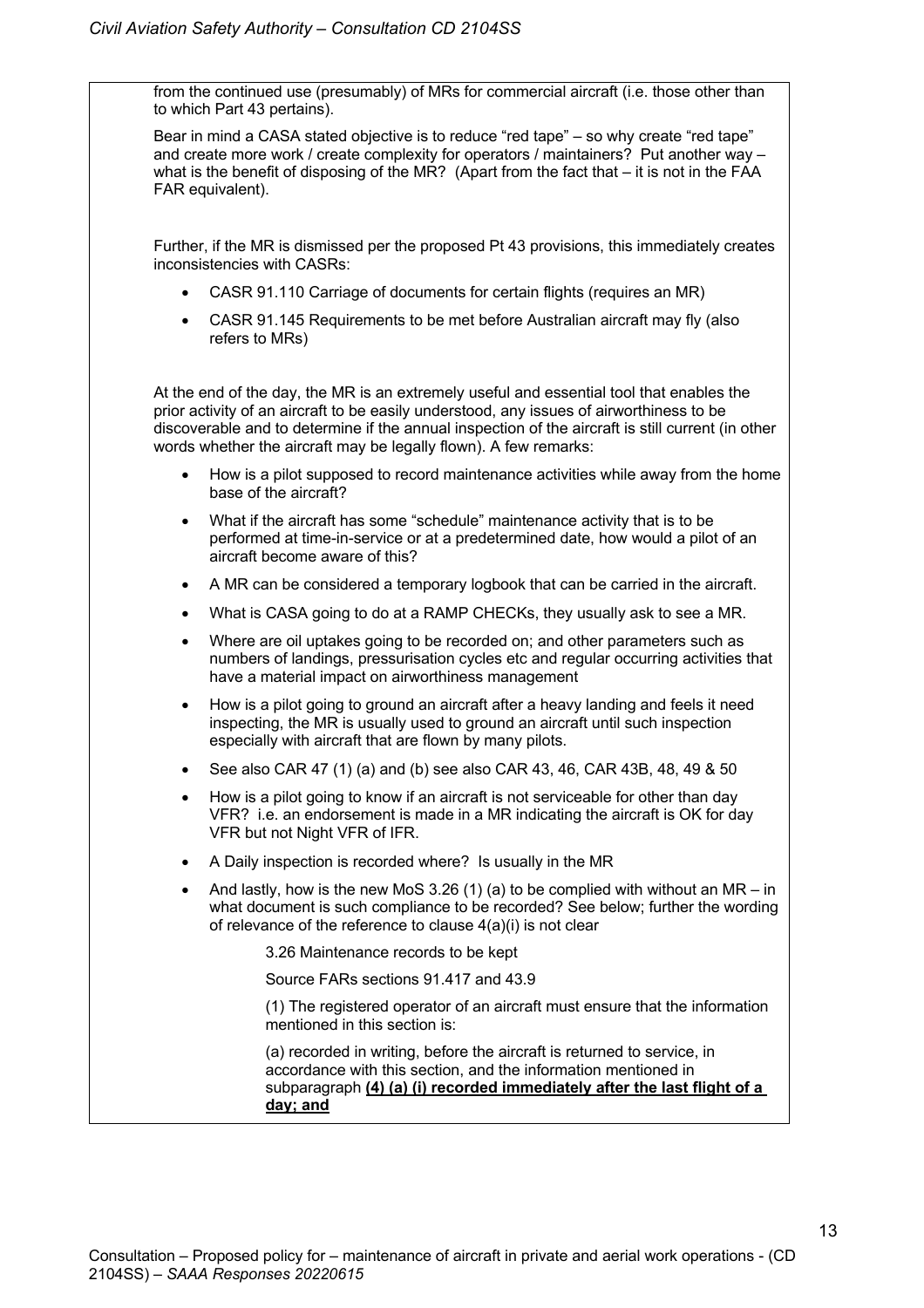from the continued use (presumably) of MRs for commercial aircraft (i.e. those other than to which Part 43 pertains).

Bear in mind a CASA stated objective is to reduce "red tape" – so why create "red tape" and create more work / create complexity for operators / maintainers? Put another way – what is the benefit of disposing of the MR? (Apart from the fact that – it is not in the FAA FAR equivalent).

Further, if the MR is dismissed per the proposed Pt 43 provisions, this immediately creates inconsistencies with CASRs:

- CASR 91.110 Carriage of documents for certain flights (requires an MR)
- CASR 91.145 Requirements to be met before Australian aircraft may fly (also refers to MRs)

At the end of the day, the MR is an extremely useful and essential tool that enables the prior activity of an aircraft to be easily understood, any issues of airworthiness to be discoverable and to determine if the annual inspection of the aircraft is still current (in other words whether the aircraft may be legally flown). A few remarks:

- How is a pilot supposed to record maintenance activities while away from the home base of the aircraft?
- What if the aircraft has some "schedule" maintenance activity that is to be performed at time-in-service or at a predetermined date, how would a pilot of an aircraft become aware of this?
- A MR can be considered a temporary logbook that can be carried in the aircraft.
- What is CASA going to do at a RAMP CHECKs, they usually ask to see a MR.
- Where are oil uptakes going to be recorded on; and other parameters such as numbers of landings, pressurisation cycles etc and regular occurring activities that have a material impact on airworthiness management
- How is a pilot going to ground an aircraft after a heavy landing and feels it need inspecting, the MR is usually used to ground an aircraft until such inspection especially with aircraft that are flown by many pilots.
- See also CAR 47 (1) (a) and (b) see also CAR 43, 46, CAR 43B, 48, 49 & 50
- How is a pilot going to know if an aircraft is not serviceable for other than day VFR? i.e. an endorsement is made in a MR indicating the aircraft is OK for day VFR but not Night VFR of IFR.
- A Daily inspection is recorded where? Is usually in the MR
- And lastly, how is the new MoS 3.26 (1) (a) to be complied with without an MR – in what document is such compliance to be recorded? See below; further the wording of relevance of the reference to clause 4(a)(i) is not clear

> 3.26 Maintenance records to be kept
>
> Source FARs sections 91.417 and 43.9
>
> (1) The registered operator of an aircraft must ensure that the information mentioned in this section is:
>
> (a) recorded in writing, before the aircraft is returned to service, in accordance with this section, and the information mentioned in subparagraph **<u>(4) (a) (i) recorded immediately after the last flight of a day; and</u>**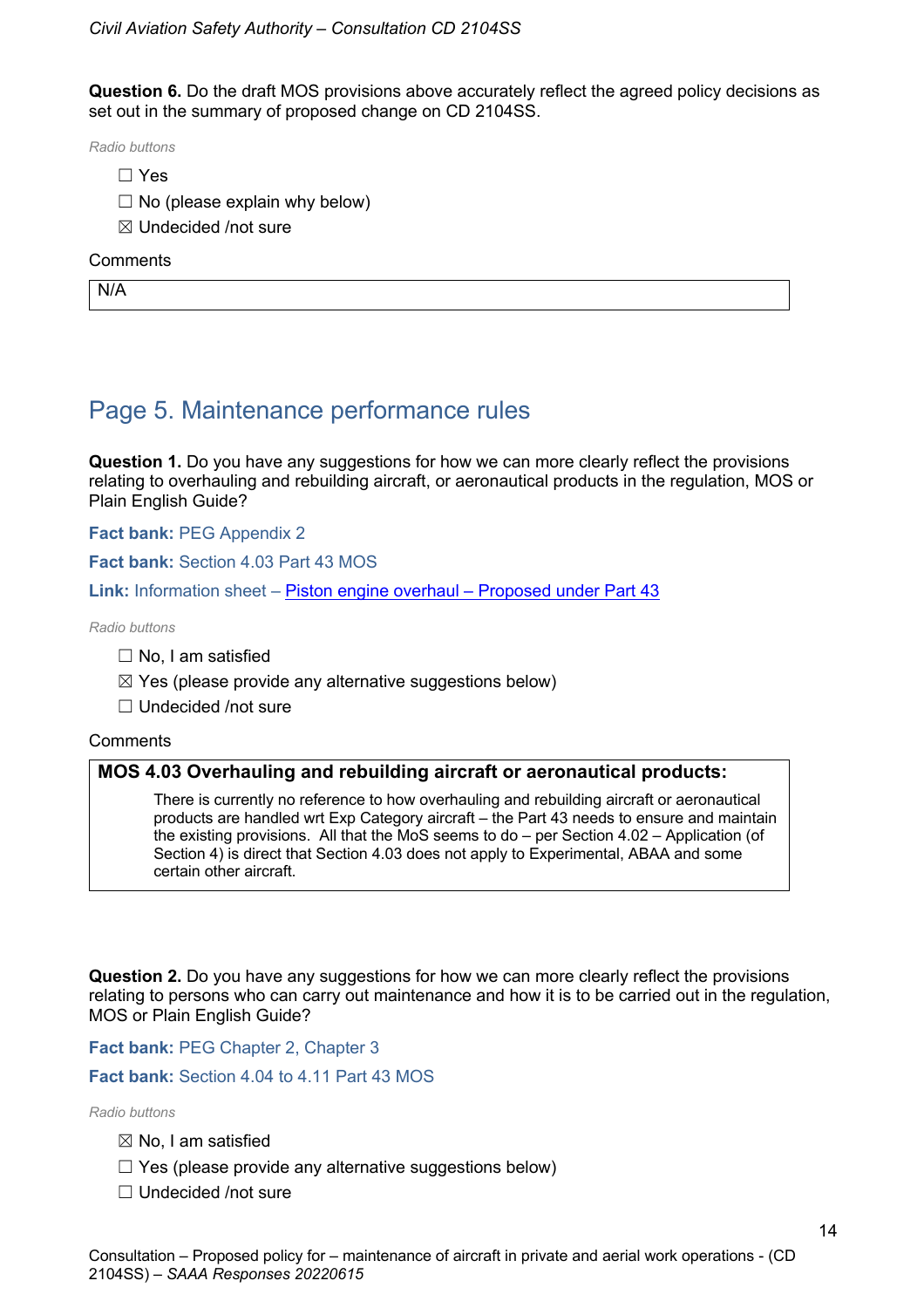**Question 6.** Do the draft MOS provisions above accurately reflect the agreed policy decisions as set out in the summary of proposed change on CD 2104SS.

*Radio buttons*

- ☐ Yes
- ☐ No (please explain why below)
- ☒ Undecided /not sure

Comments

N/A

## Page 5. Maintenance performance rules

**Question 1.** Do you have any suggestions for how we can more clearly reflect the provisions relating to overhauling and rebuilding aircraft, or aeronautical products in the regulation, MOS or Plain English Guide?

**Fact bank:** PEG Appendix 2

**Fact bank:** Section 4.03 Part 43 MOS

**Link:** Information sheet – Piston engine overhaul – Proposed under Part 43

*Radio buttons*

- ☐ No, I am satisfied
- ☒ Yes (please provide any alternative suggestions below)
- ☐ Undecided /not sure

Comments

**MOS 4.03 Overhauling and rebuilding aircraft or aeronautical products:**

There is currently no reference to how overhauling and rebuilding aircraft or aeronautical products are handled wrt Exp Category aircraft – the Part 43 needs to ensure and maintain the existing provisions. All that the MoS seems to do – per Section 4.02 – Application (of Section 4) is direct that Section 4.03 does not apply to Experimental, ABAA and some certain other aircraft.

**Question 2.** Do you have any suggestions for how we can more clearly reflect the provisions relating to persons who can carry out maintenance and how it is to be carried out in the regulation, MOS or Plain English Guide?

**Fact bank:** PEG Chapter 2, Chapter 3

**Fact bank:** Section 4.04 to 4.11 Part 43 MOS

*Radio buttons*

- ☒ No, I am satisfied
- ☐ Yes (please provide any alternative suggestions below)
- ☐ Undecided /not sure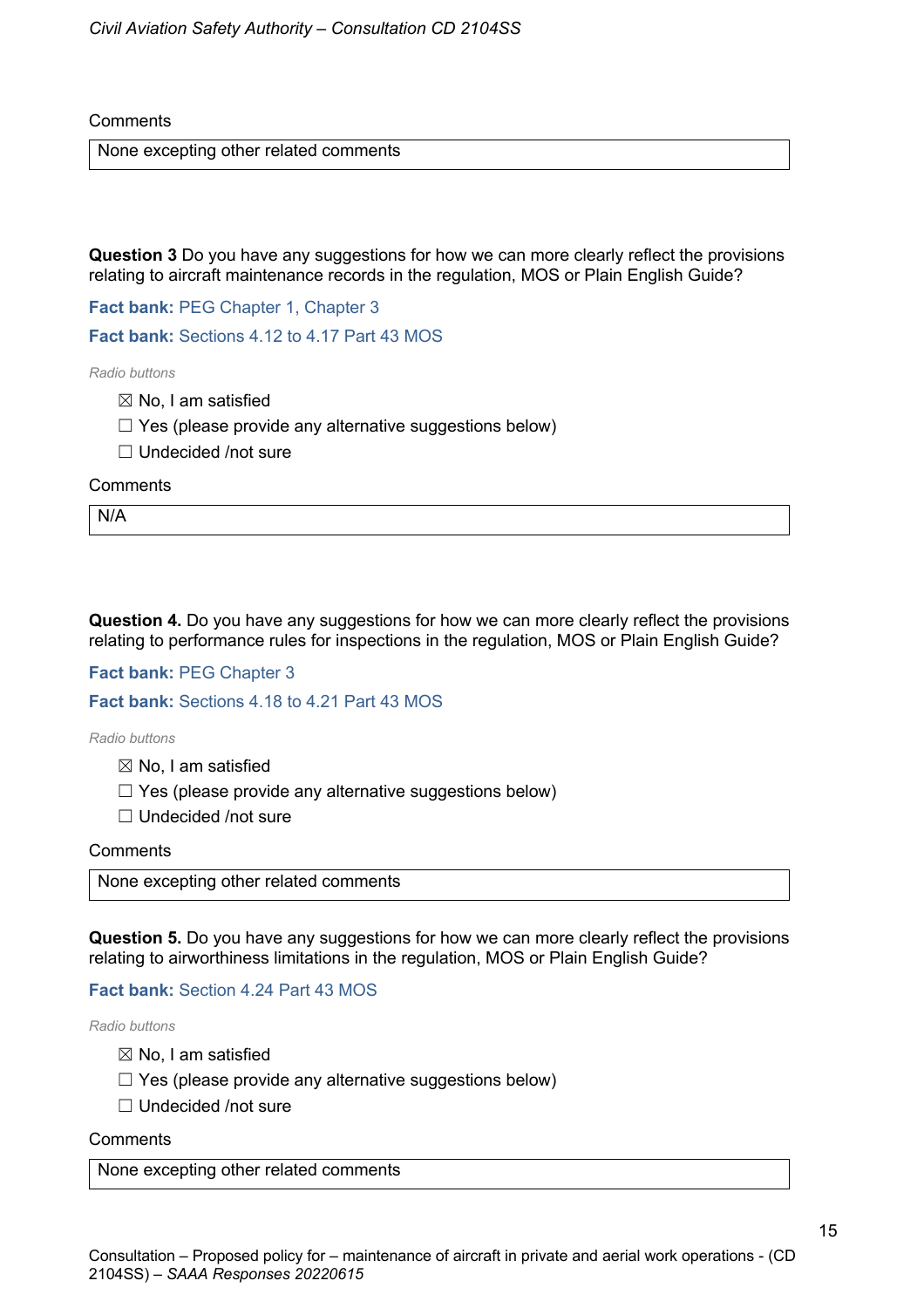Comments

| None excepting other related comments |
|---|

**Question 3** Do you have any suggestions for how we can more clearly reflect the provisions relating to aircraft maintenance records in the regulation, MOS or Plain English Guide?

**Fact bank:** PEG Chapter 1, Chapter 3

**Fact bank:** Sections 4.12 to 4.17 Part 43 MOS

*Radio buttons*

- ☒ No, I am satisfied
- ☐ Yes (please provide any alternative suggestions below)
- ☐ Undecided /not sure

Comments

| N/A |
|---|

**Question 4.** Do you have any suggestions for how we can more clearly reflect the provisions relating to performance rules for inspections in the regulation, MOS or Plain English Guide?

**Fact bank:** PEG Chapter 3

**Fact bank:** Sections 4.18 to 4.21 Part 43 MOS

*Radio buttons*

- ☒ No, I am satisfied
- ☐ Yes (please provide any alternative suggestions below)
- ☐ Undecided /not sure

Comments

| None excepting other related comments |
|---|

**Question 5.** Do you have any suggestions for how we can more clearly reflect the provisions relating to airworthiness limitations in the regulation, MOS or Plain English Guide?

**Fact bank:** Section 4.24 Part 43 MOS

*Radio buttons*

- ☒ No, I am satisfied
- ☐ Yes (please provide any alternative suggestions below)
- ☐ Undecided /not sure

Comments

| None excepting other related comments |
|---|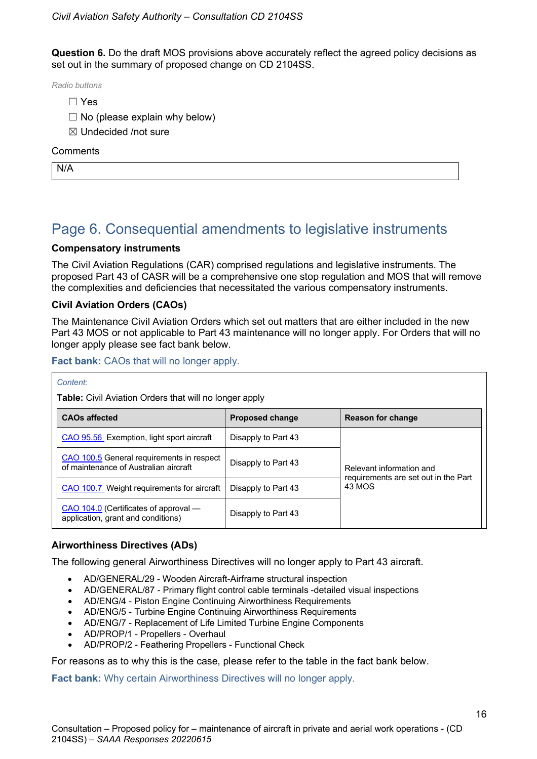**Question 6.** Do the draft MOS provisions above accurately reflect the agreed policy decisions as set out in the summary of proposed change on CD 2104SS.

*Radio buttons*

- ☐ Yes
- ☐ No (please explain why below)
- ☒ Undecided /not sure

Comments

N/A

## Page 6. Consequential amendments to legislative instruments

### Compensatory instruments

The Civil Aviation Regulations (CAR) comprised regulations and legislative instruments. The proposed Part 43 of CASR will be a comprehensive one stop regulation and MOS that will remove the complexities and deficiencies that necessitated the various compensatory instruments.

### Civil Aviation Orders (CAOs)

The Maintenance Civil Aviation Orders which set out matters that are either included in the new Part 43 MOS or not applicable to Part 43 maintenance will no longer apply. For Orders that will no longer apply please see fact bank below.

**Fact bank:** CAOs that will no longer apply.

*Content:*

**Table:** Civil Aviation Orders that will no longer apply

| CAOs affected | Proposed change | Reason for change |
|---|---|---|
| CAO 95.56 Exemption, light sport aircraft | Disapply to Part 43 | Relevant information and requirements are set out in the Part 43 MOS |
| CAO 100.5 General requirements in respect of maintenance of Australian aircraft | Disapply to Part 43 | |
| CAO 100.7 Weight requirements for aircraft | Disapply to Part 43 | |
| CAO 104.0 (Certificates of approval — application, grant and conditions) | Disapply to Part 43 | |

### Airworthiness Directives (ADs)

The following general Airworthiness Directives will no longer apply to Part 43 aircraft.

- AD/GENERAL/29 - Wooden Aircraft-Airframe structural inspection
- AD/GENERAL/87 - Primary flight control cable terminals -detailed visual inspections
- AD/ENG/4 - Piston Engine Continuing Airworthiness Requirements
- AD/ENG/5 - Turbine Engine Continuing Airworthiness Requirements
- AD/ENG/7 - Replacement of Life Limited Turbine Engine Components
- AD/PROP/1 - Propellers - Overhaul
- AD/PROP/2 - Feathering Propellers - Functional Check

For reasons as to why this is the case, please refer to the table in the fact bank below.

**Fact bank:** Why certain Airworthiness Directives will no longer apply.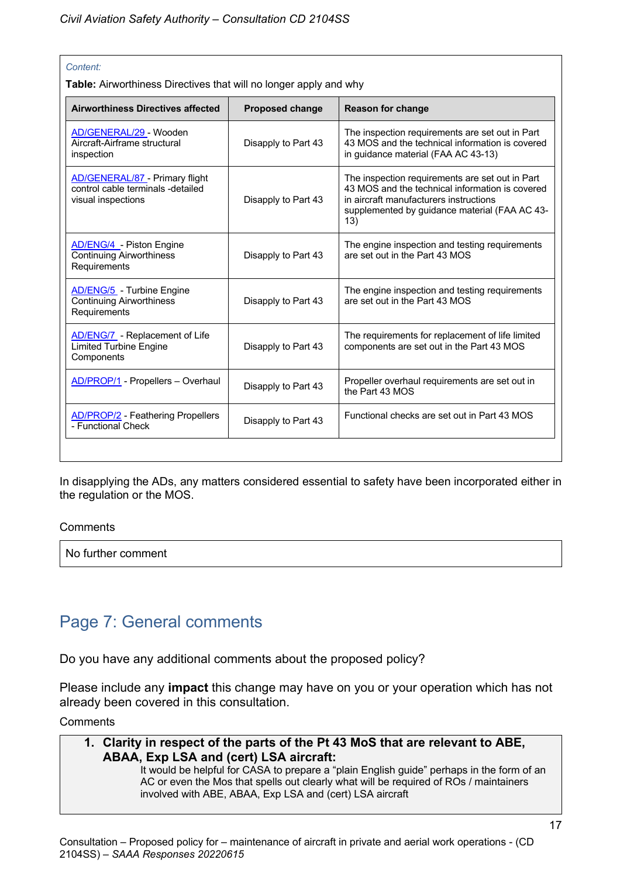*Content:*

**Table:** Airworthiness Directives that will no longer apply and why

| Airworthiness Directives affected | Proposed change | Reason for change |
|---|---|---|
| AD/GENERAL/29 - Wooden Aircraft-Airframe structural inspection | Disapply to Part 43 | The inspection requirements are set out in Part 43 MOS and the technical information is covered in guidance material (FAA AC 43-13) |
| AD/GENERAL/87 - Primary flight control cable terminals -detailed visual inspections | Disapply to Part 43 | The inspection requirements are set out in Part 43 MOS and the technical information is covered in aircraft manufacturers instructions supplemented by guidance material (FAA AC 43-13) |
| AD/ENG/4 - Piston Engine Continuing Airworthiness Requirements | Disapply to Part 43 | The engine inspection and testing requirements are set out in the Part 43 MOS |
| AD/ENG/5 - Turbine Engine Continuing Airworthiness Requirements | Disapply to Part 43 | The engine inspection and testing requirements are set out in the Part 43 MOS |
| AD/ENG/7 - Replacement of Life Limited Turbine Engine Components | Disapply to Part 43 | The requirements for replacement of life limited components are set out in the Part 43 MOS |
| AD/PROP/1 - Propellers – Overhaul | Disapply to Part 43 | Propeller overhaul requirements are set out in the Part 43 MOS |
| AD/PROP/2 - Feathering Propellers - Functional Check | Disapply to Part 43 | Functional checks are set out in Part 43 MOS |

In disapplying the ADs, any matters considered essential to safety have been incorporated either in the regulation or the MOS.

Comments

No further comment

## Page 7: General comments

Do you have any additional comments about the proposed policy?

Please include any **impact** this change may have on you or your operation which has not already been covered in this consultation.

Comments

1. **Clarity in respect of the parts of the Pt 43 MoS that are relevant to ABE, ABAA, Exp LSA and (cert) LSA aircraft:**
   It would be helpful for CASA to prepare a "plain English guide" perhaps in the form of an AC or even the Mos that spells out clearly what will be required of ROs / maintainers involved with ABE, ABAA, Exp LSA and (cert) LSA aircraft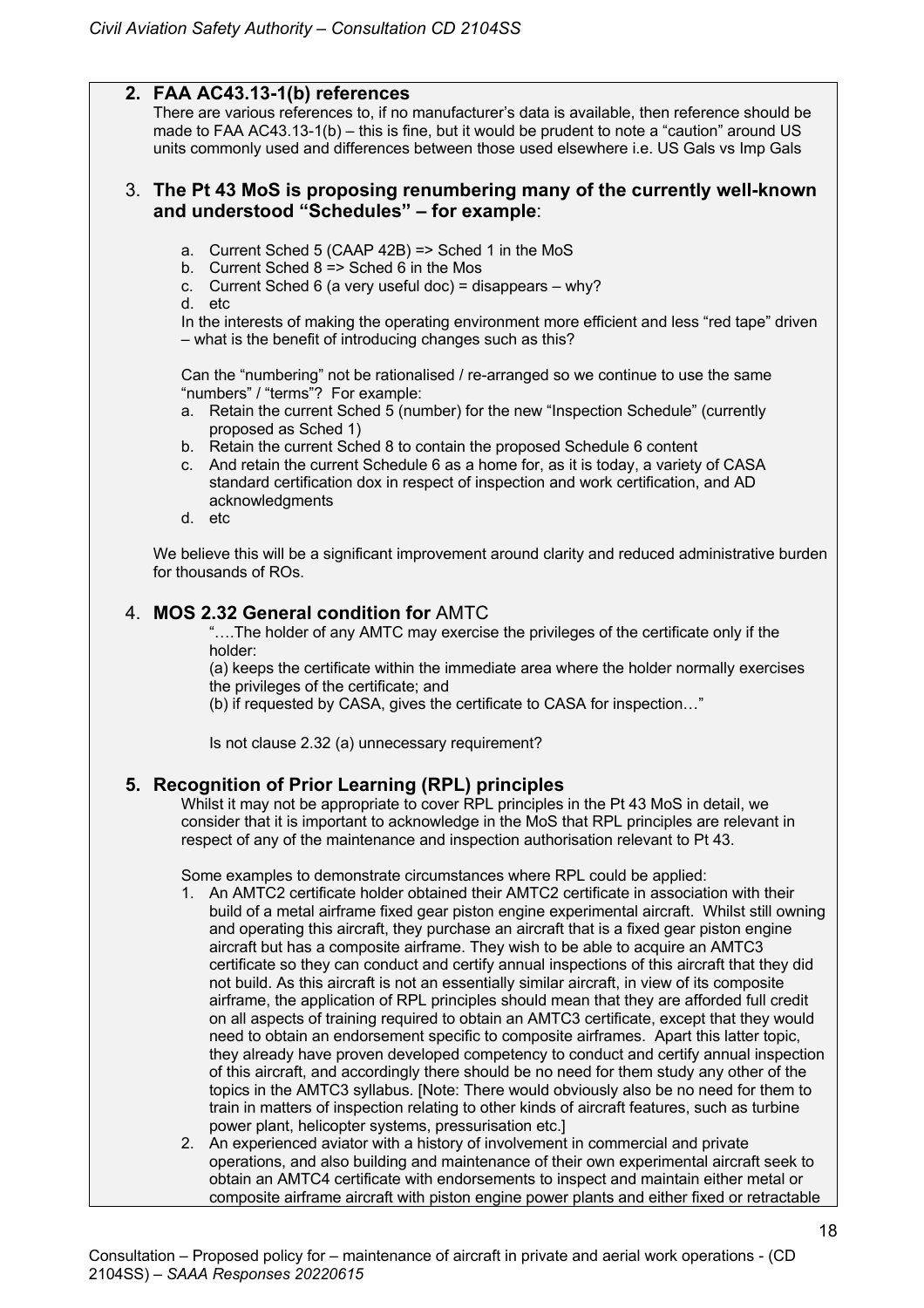## 2. FAA AC43.13-1(b) references

There are various references to, if no manufacturer's data is available, then reference should be made to FAA AC43.13-1(b) – this is fine, but it would be prudent to note a "caution" around US units commonly used and differences between those used elsewhere i.e. US Gals vs Imp Gals

## 3. The Pt 43 MoS is proposing renumbering many of the currently well-known and understood "Schedules" – for example:

a. Current Sched 5 (CAAP 42B) => Sched 1 in the MoS
b. Current Sched 8 => Sched 6 in the Mos
c. Current Sched 6 (a very useful doc) = disappears – why?
d. etc

In the interests of making the operating environment more efficient and less "red tape" driven – what is the benefit of introducing changes such as this?

Can the "numbering" not be rationalised / re-arranged so we continue to use the same "numbers" / "terms"? For example:

a. Retain the current Sched 5 (number) for the new "Inspection Schedule" (currently proposed as Sched 1)
b. Retain the current Sched 8 to contain the proposed Schedule 6 content
c. And retain the current Schedule 6 as a home for, as it is today, a variety of CASA standard certification dox in respect of inspection and work certification, and AD acknowledgments
d. etc

We believe this will be a significant improvement around clarity and reduced administrative burden for thousands of ROs.

## 4. MOS 2.32 General condition for AMTC

"….The holder of any AMTC may exercise the privileges of the certificate only if the holder:
(a) keeps the certificate within the immediate area where the holder normally exercises the privileges of the certificate; and
(b) if requested by CASA, gives the certificate to CASA for inspection…"

Is not clause 2.32 (a) unnecessary requirement?

## 5. Recognition of Prior Learning (RPL) principles

Whilst it may not be appropriate to cover RPL principles in the Pt 43 MoS in detail, we consider that it is important to acknowledge in the MoS that RPL principles are relevant in respect of any of the maintenance and inspection authorisation relevant to Pt 43.

Some examples to demonstrate circumstances where RPL could be applied:

1. An AMTC2 certificate holder obtained their AMTC2 certificate in association with their build of a metal airframe fixed gear piston engine experimental aircraft. Whilst still owning and operating this aircraft, they purchase an aircraft that is a fixed gear piston engine aircraft but has a composite airframe. They wish to be able to acquire an AMTC3 certificate so they can conduct and certify annual inspections of this aircraft that they did not build. As this aircraft is not an essentially similar aircraft, in view of its composite airframe, the application of RPL principles should mean that they are afforded full credit on all aspects of training required to obtain an AMTC3 certificate, except that they would need to obtain an endorsement specific to composite airframes. Apart this latter topic, they already have proven developed competency to conduct and certify annual inspection of this aircraft, and accordingly there should be no need for them study any other of the topics in the AMTC3 syllabus. [Note: There would obviously also be no need for them to train in matters of inspection relating to other kinds of aircraft features, such as turbine power plant, helicopter systems, pressurisation etc.]
2. An experienced aviator with a history of involvement in commercial and private operations, and also building and maintenance of their own experimental aircraft seek to obtain an AMTC4 certificate with endorsements to inspect and maintain either metal or composite airframe aircraft with piston engine power plants and either fixed or retractable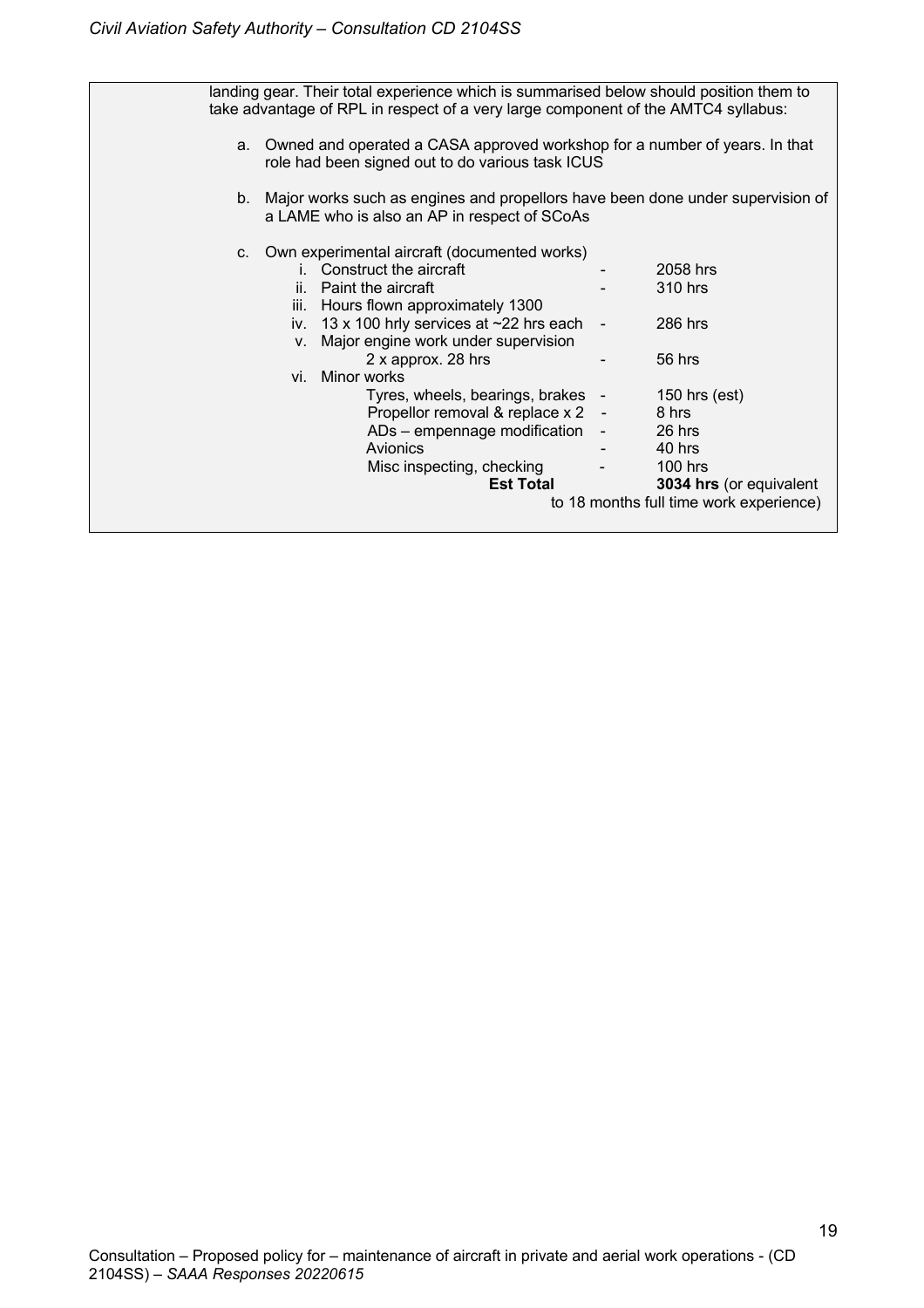landing gear. Their total experience which is summarised below should position them to take advantage of RPL in respect of a very large component of the AMTC4 syllabus:

a. Owned and operated a CASA approved workshop for a number of years. In that role had been signed out to do various task ICUS

b. Major works such as engines and propellors have been done under supervision of a LAME who is also an AP in respect of SCoAs

c. Own experimental aircraft (documented works)

| | | | |
|---|---|---|---|
| i. | Construct the aircraft | - | 2058 hrs |
| ii. | Paint the aircraft | - | 310 hrs |
| iii. | Hours flown approximately 1300 | | |
| iv. | 13 x 100 hrly services at ~22 hrs each | - | 286 hrs |
| v. | Major engine work under supervision 2 x approx. 28 hrs | - | 56 hrs |
| vi. | Minor works | | |
| | Tyres, wheels, bearings, brakes | - | 150 hrs (est) |
| | Propellor removal & replace x 2 | - | 8 hrs |
| | ADs – empennage modification | - | 26 hrs |
| | Avionics | - | 40 hrs |
| | Misc inspecting, checking | - | 100 hrs |
| | **Est Total** | | **3034 hrs** (or equivalent to 18 months full time work experience) |